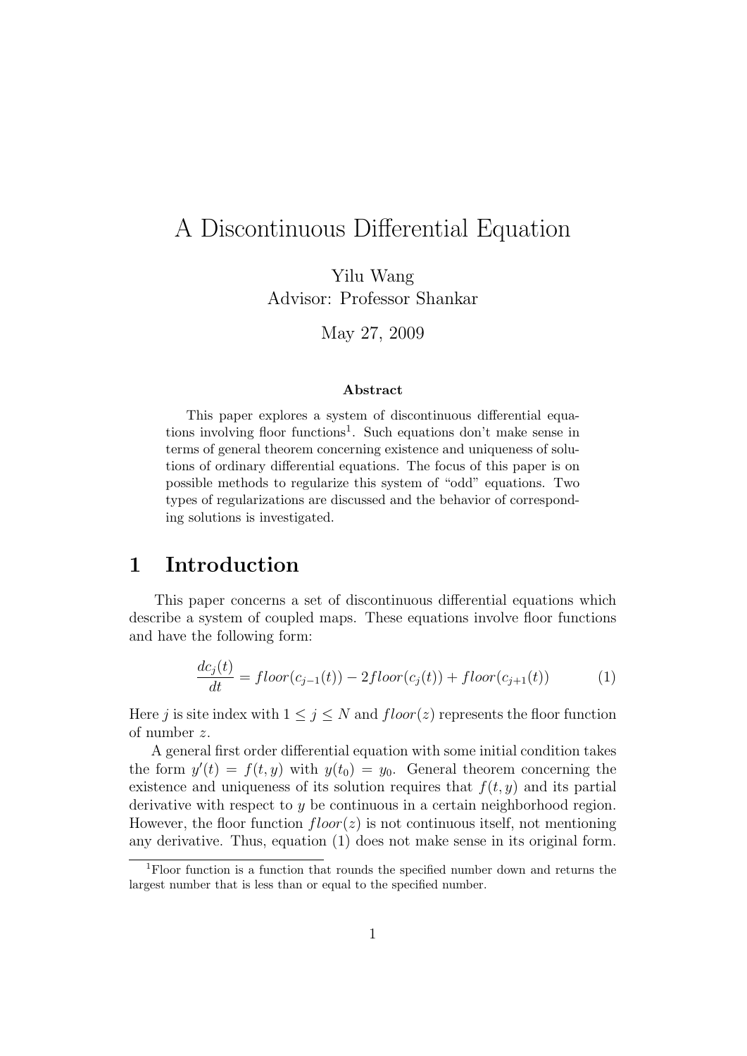# A Discontinuous Differential Equation

Yilu Wang
Advisor: Professor Shankar

May 27, 2009

**Abstract**

This paper explores a system of discontinuous differential equations involving floor functions[1]. Such equations don't make sense in terms of general theorem concerning existence and uniqueness of solutions of ordinary differential equations. The focus of this paper is on possible methods to regularize this system of "odd" equations. Two types of regularizations are discussed and the behavior of corresponding solutions is investigated.

## 1 Introduction

This paper concerns a set of discontinuous differential equations which describe a system of coupled maps. These equations involve floor functions and have the following form:

$$\frac{dc_j(t)}{dt} = floor(c_{j-1}(t)) - 2floor(c_j(t)) + floor(c_{j+1}(t)) \tag{1}$$

Here $j$ is site index with $1 \leq j \leq N$ and $floor(z)$ represents the floor function of number $z$.

A general first order differential equation with some initial condition takes the form $y'(t) = f(t, y)$ with $y(t_0) = y_0$. General theorem concerning the existence and uniqueness of its solution requires that $f(t, y)$ and its partial derivative with respect to $y$ be continuous in a certain neighborhood region. However, the floor function $floor(z)$ is not continuous itself, not mentioning any derivative. Thus, equation (1) does not make sense in its original form.

[1] Floor function is a function that rounds the specified number down and returns the largest number that is less than or equal to the specified number.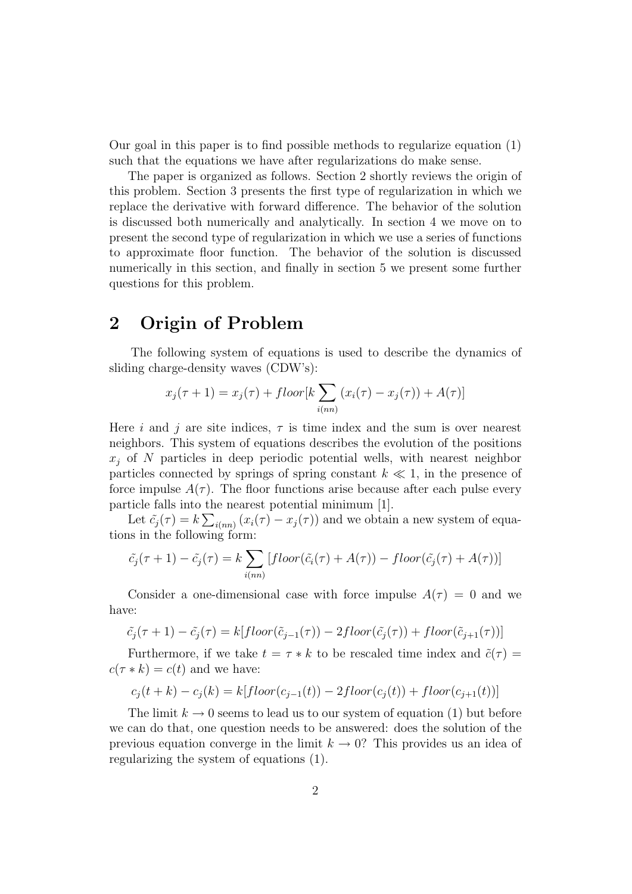Our goal in this paper is to find possible methods to regularize equation (1) such that the equations we have after regularizations do make sense.

The paper is organized as follows. Section 2 shortly reviews the origin of this problem. Section 3 presents the first type of regularization in which we replace the derivative with forward difference. The behavior of the solution is discussed both numerically and analytically. In section 4 we move on to present the second type of regularization in which we use a series of functions to approximate floor function. The behavior of the solution is discussed numerically in this section, and finally in section 5 we present some further questions for this problem.

## 2 Origin of Problem

The following system of equations is used to describe the dynamics of sliding charge-density waves (CDW's):

$$x_j(\tau+1) = x_j(\tau) + floor[k \sum_{i(nn)} (x_i(\tau) - x_j(\tau)) + A(\tau)]$$

Here $i$ and $j$ are site indices, $\tau$ is time index and the sum is over nearest neighbors. This system of equations describes the evolution of the positions $x_j$ of $N$ particles in deep periodic potential wells, with nearest neighbor particles connected by springs of spring constant $k \ll 1$, in the presence of force impulse $A(\tau)$. The floor functions arise because after each pulse every particle falls into the nearest potential minimum [1].

Let $\tilde{c_j}(\tau) = k \sum_{i(nn)} (x_i(\tau) - x_j(\tau))$ and we obtain a new system of equations in the following form:

$$\tilde{c_j}(\tau+1) - \tilde{c_j}(\tau) = k \sum_{i(nn)} [floor(\tilde{c_i}(\tau) + A(\tau)) - floor(\tilde{c_j}(\tau) + A(\tau))]$$

Consider a one-dimensional case with force impulse $A(\tau) = 0$ and we have:

$$\tilde{c_j}(\tau+1) - \tilde{c_j}(\tau) = k[floor(\tilde{c}_{j-1}(\tau)) - 2floor(\tilde{c_j}(\tau)) + floor(\tilde{c}_{j+1}(\tau))]$$

Furthermore, if we take $t = \tau * k$ to be rescaled time index and $\tilde{c}(\tau) = c(\tau * k) = c(t)$ and we have:

$$c_j(t+k) - c_j(k) = k[floor(c_{j-1}(t)) - 2floor(c_j(t)) + floor(c_{j+1}(t))]$$

The limit $k \to 0$ seems to lead us to our system of equation (1) but before we can do that, one question needs to be answered: does the solution of the previous equation converge in the limit $k \to 0$? This provides us an idea of regularizing the system of equations (1).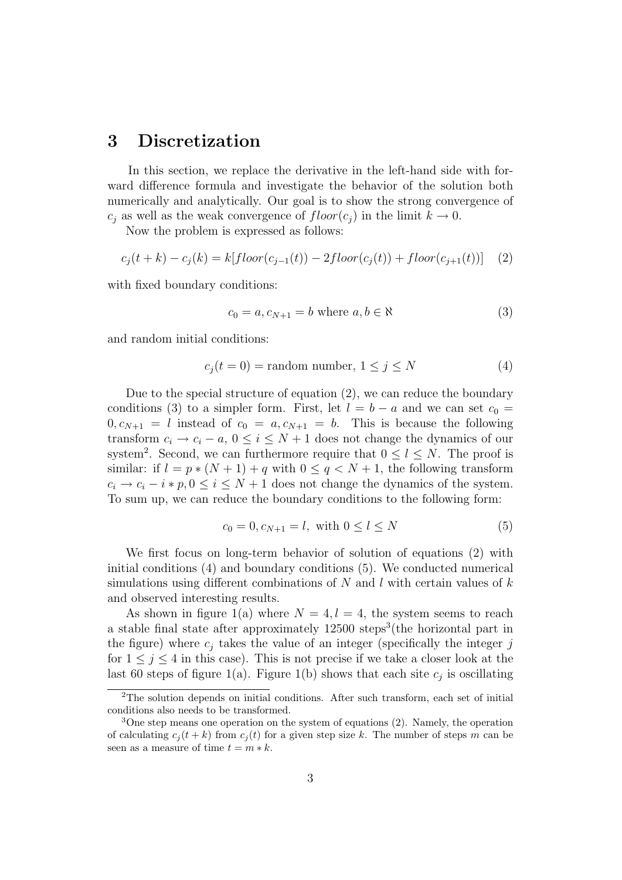# 3 Discretization

In this section, we replace the derivative in the left-hand side with forward difference formula and investigate the behavior of the solution both numerically and analytically. Our goal is to show the strong convergence of $c_j$ as well as the weak convergence of $floor(c_j)$ in the limit $k \to 0$.

Now the problem is expressed as follows:

$$c_j(t+k) - c_j(k) = k[floor(c_{j-1}(t)) - 2floor(c_j(t)) + floor(c_{j+1}(t))] \quad (2)$$

with fixed boundary conditions:

$$c_0 = a, c_{N+1} = b \text{ where } a, b \in \aleph \quad (3)$$

and random initial conditions:

$$c_j(t=0) = \text{random number}, \ 1 \leq j \leq N \quad (4)$$

Due to the special structure of equation (2), we can reduce the boundary conditions (3) to a simpler form. First, let $l = b - a$ and we can set $c_0 = 0, c_{N+1} = l$ instead of $c_0 = a, c_{N+1} = b$. This is because the following transform $c_i \to c_i - a$, $0 \leq i \leq N+1$ does not change the dynamics of our system[2]. Second, we can furthermore require that $0 \leq l \leq N$. The proof is similar: if $l = p * (N+1) + q$ with $0 \leq q < N+1$, the following transform $c_i \to c_i - i * p, 0 \leq i \leq N+1$ does not change the dynamics of the system. To sum up, we can reduce the boundary conditions to the following form:

$$c_0 = 0, c_{N+1} = l, \text{ with } 0 \leq l \leq N \quad (5)$$

We first focus on long-term behavior of solution of equations (2) with initial conditions (4) and boundary conditions (5). We conducted numerical simulations using different combinations of $N$ and $l$ with certain values of $k$ and observed interesting results.

As shown in figure 1(a) where $N = 4, l = 4$, the system seems to reach a stable final state after approximately 12500 steps[3](the horizontal part in the figure) where $c_j$ takes the value of an integer (specifically the integer $j$ for $1 \leq j \leq 4$ in this case). This is not precise if we take a closer look at the last 60 steps of figure 1(a). Figure 1(b) shows that each site $c_j$ is oscillating

[2] The solution depends on initial conditions. After such transform, each set of initial conditions also needs to be transformed.

[3] One step means one operation on the system of equations (2). Namely, the operation of calculating $c_j(t+k)$ from $c_j(t)$ for a given step size $k$. The number of steps $m$ can be seen as a measure of time $t = m * k$.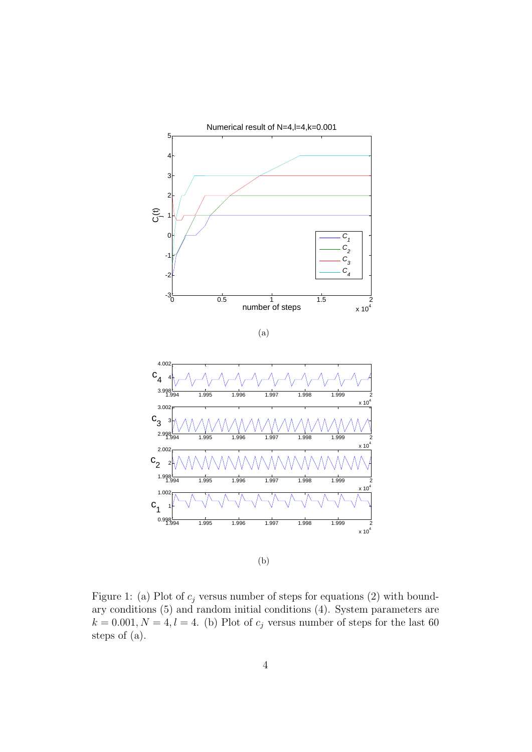Numerical result of N=4,l=4,k=0.001

5
4
3
2
1
0
-1
-2
-3

$C_j(t)$

0
0.5
1
1.5
2
x $10^4$

number of steps

$C_1$
$C_2$
$C_3$
$C_4$

(a)

$c_4$
4.002
4
3.998
1.994
1.995
1.996
1.997
1.998
1.999
2
x $10^4$

$c_3$
3.002
3
2.998
1.994
1.995
1.996
1.997
1.998
1.999
2
x $10^4$

$c_2$
2.002
2
1.998
1.994
1.995
1.996
1.997
1.998
1.999
2
x $10^4$

$c_1$
1.002
1
0.998
1.994
1.995
1.996
1.997
1.998
1.999
2
x $10^4$

(b)

Figure 1: (a) Plot of $c_j$ versus number of steps for equations (2) with boundary conditions (5) and random initial conditions (4). System parameters are $k = 0.001, N = 4, l = 4$. (b) Plot of $c_j$ versus number of steps for the last 60 steps of (a).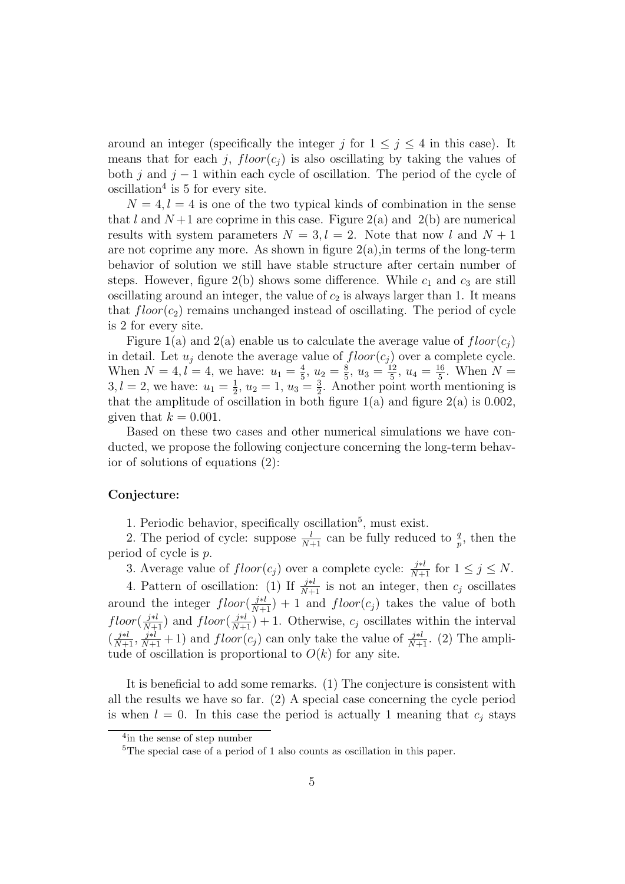around an integer (specifically the integer $j$ for $1 \leq j \leq 4$ in this case). It means that for each $j$, $floor(c_j)$ is also oscillating by taking the values of both $j$ and $j-1$ within each cycle of oscillation. The period of the cycle of oscillation[4] is 5 for every site.

$N = 4, l = 4$ is one of the two typical kinds of combination in the sense that $l$ and $N+1$ are coprime in this case. Figure 2(a) and 2(b) are numerical results with system parameters $N = 3, l = 2$. Note that now $l$ and $N+1$ are not coprime any more. As shown in figure 2(a),in terms of the long-term behavior of solution we still have stable structure after certain number of steps. However, figure 2(b) shows some difference. While $c_1$ and $c_3$ are still oscillating around an integer, the value of $c_2$ is always larger than 1. It means that $floor(c_2)$ remains unchanged instead of oscillating. The period of cycle is 2 for every site.

Figure 1(a) and 2(a) enable us to calculate the average value of $floor(c_j)$ in detail. Let $u_j$ denote the average value of $floor(c_j)$ over a complete cycle. When $N = 4, l = 4$, we have: $u_1 = \frac{4}{5}$, $u_2 = \frac{8}{5}$, $u_3 = \frac{12}{5}$, $u_4 = \frac{16}{5}$. When $N = 3, l = 2$, we have: $u_1 = \frac{1}{2}$, $u_2 = 1$, $u_3 = \frac{3}{2}$. Another point worth mentioning is that the amplitude of oscillation in both figure 1(a) and figure 2(a) is 0.002, given that $k = 0.001$.

Based on these two cases and other numerical simulations we have conducted, we propose the following conjecture concerning the long-term behavior of solutions of equations (2):

**Conjecture:**

1. Periodic behavior, specifically oscillation[5], must exist.

2. The period of cycle: suppose $\frac{l}{N+1}$ can be fully reduced to $\frac{q}{p}$, then the period of cycle is $p$.

3. Average value of $floor(c_j)$ over a complete cycle: $\frac{j*l}{N+1}$ for $1 \leq j \leq N$.

4. Pattern of oscillation: (1) If $\frac{j*l}{N+1}$ is not an integer, then $c_j$ oscillates around the integer $floor(\frac{j*l}{N+1}) + 1$ and $floor(c_j)$ takes the value of both $floor(\frac{j*l}{N+1})$ and $floor(\frac{j*l}{N+1}) + 1$. Otherwise, $c_j$ oscillates within the interval $(\frac{j*l}{N+1}, \frac{j*l}{N+1} + 1)$ and $floor(c_j)$ can only take the value of $\frac{j*l}{N+1}$. (2) The amplitude of oscillation is proportional to $O(k)$ for any site.

It is beneficial to add some remarks. (1) The conjecture is consistent with all the results we have so far. (2) A special case concerning the cycle period is when $l = 0$. In this case the period is actually 1 meaning that $c_j$ stays

[4] in the sense of step number

[5] The special case of a period of 1 also counts as oscillation in this paper.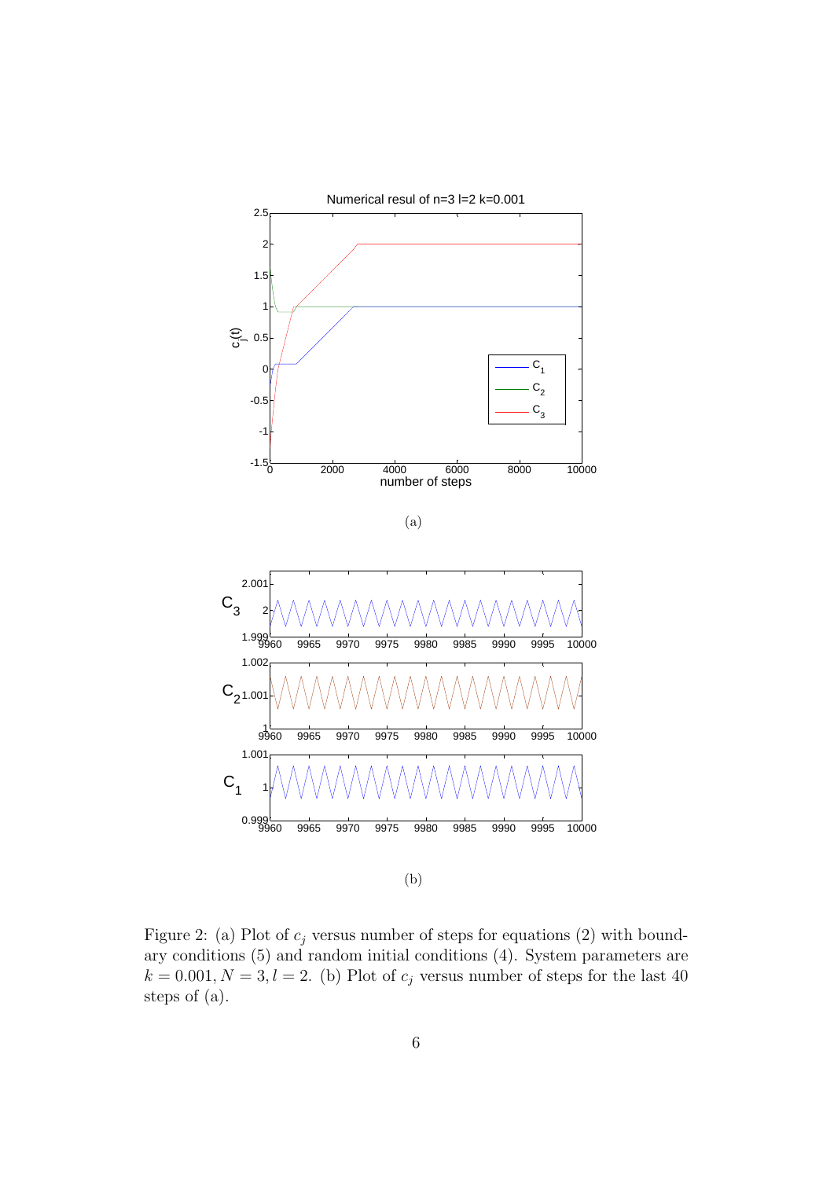Numerical resul of n=3 l=2 k=0.001

2.5

2

1.5

1

0.5

0

-0.5

-1

-1.5

$c_j(t)$

0 2000 4000 6000 8000 10000

number of steps

$C_1$

$C_2$

$C_3$

(a)

$C_3$

2.001

2

1.999

9960 9965 9970 9975 9980 9985 9990 9995 10000

$C_2$

1.002

1.001

1

9960 9965 9970 9975 9980 9985 9990 9995 10000

$C_1$

1.001

1

0.999

9960 9965 9970 9975 9980 9985 9990 9995 10000

(b)

Figure 2: (a) Plot of $c_j$ versus number of steps for equations (2) with boundary conditions (5) and random initial conditions (4). System parameters are $k = 0.001, N = 3, l = 2$. (b) Plot of $c_j$ versus number of steps for the last 40 steps of (a).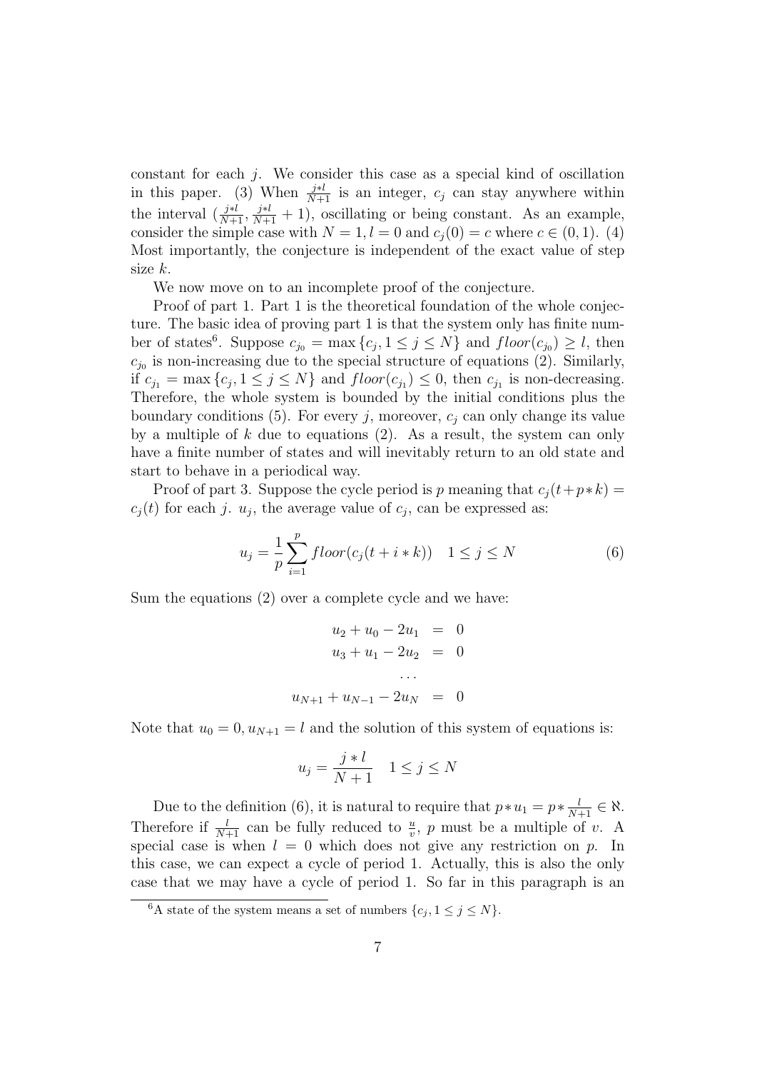constant for each $j$. We consider this case as a special kind of oscillation in this paper. (3) When $\frac{j*l}{N+1}$ is an integer, $c_j$ can stay anywhere within the interval $(\frac{j*l}{N+1}, \frac{j*l}{N+1}+1)$, oscillating or being constant. As an example, consider the simple case with $N=1, l=0$ and $c_j(0)=c$ where $c \in (0,1)$. (4) Most importantly, the conjecture is independent of the exact value of step size $k$.

We now move on to an incomplete proof of the conjecture.

Proof of part 1. Part 1 is the theoretical foundation of the whole conjecture. The basic idea of proving part 1 is that the system only has finite number of states[6]. Suppose $c_{j_0} = \max\{c_j, 1 \le j \le N\}$ and $floor(c_{j_0}) \ge l$, then $c_{j_0}$ is non-increasing due to the special structure of equations (2). Similarly, if $c_{j_1} = \max\{c_j, 1 \le j \le N\}$ and $floor(c_{j_1}) \le 0$, then $c_{j_1}$ is non-decreasing. Therefore, the whole system is bounded by the initial conditions plus the boundary conditions (5). For every $j$, moreover, $c_j$ can only change its value by a multiple of $k$ due to equations (2). As a result, the system can only have a finite number of states and will inevitably return to an old state and start to behave in a periodical way.

Proof of part 3. Suppose the cycle period is $p$ meaning that $c_j(t+p*k) = c_j(t)$ for each $j$. $u_j$, the average value of $c_j$, can be expressed as:

$$u_j = \frac{1}{p}\sum_{i=1}^{p} floor(c_j(t+i*k)) \quad 1 \le j \le N \tag{6}$$

Sum the equations (2) over a complete cycle and we have:

$$\begin{aligned}
u_2 + u_0 - 2u_1 &= 0 \\
u_3 + u_1 - 2u_2 &= 0 \\
&\cdots \\
u_{N+1} + u_{N-1} - 2u_N &= 0
\end{aligned}$$

Note that $u_0 = 0, u_{N+1} = l$ and the solution of this system of equations is:

$$u_j = \frac{j*l}{N+1} \quad 1 \le j \le N$$

Due to the definition (6), it is natural to require that $p*u_1 = p*\frac{l}{N+1} \in \aleph$. Therefore if $\frac{l}{N+1}$ can be fully reduced to $\frac{u}{v}$, $p$ must be a multiple of $v$. A special case is when $l=0$ which does not give any restriction on $p$. In this case, we can expect a cycle of period 1. Actually, this is also the only case that we may have a cycle of period 1. So far in this paragraph is an

[6]A state of the system means a set of numbers $\{c_j, 1 \le j \le N\}$.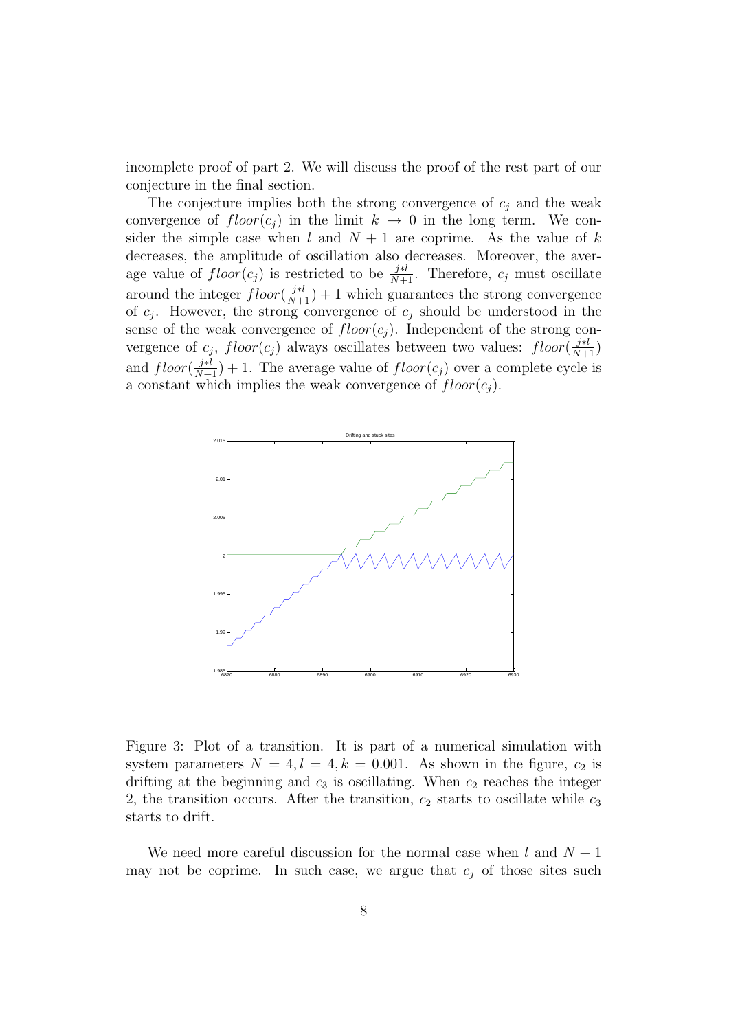incomplete proof of part 2. We will discuss the proof of the rest part of our conjecture in the final section.

The conjecture implies both the strong convergence of $c_j$ and the weak convergence of $floor(c_j)$ in the limit $k \to 0$ in the long term. We consider the simple case when $l$ and $N+1$ are coprime. As the value of $k$ decreases, the amplitude of oscillation also decreases. Moreover, the average value of $floor(c_j)$ is restricted to be $\frac{j*l}{N+1}$. Therefore, $c_j$ must oscillate around the integer $floor(\frac{j*l}{N+1})+1$ which guarantees the strong convergence of $c_j$. However, the strong convergence of $c_j$ should be understood in the sense of the weak convergence of $floor(c_j)$. Independent of the strong convergence of $c_j$, $floor(c_j)$ always oscillates between two values: $floor(\frac{j*l}{N+1})$ and $floor(\frac{j*l}{N+1})+1$. The average value of $floor(c_j)$ over a complete cycle is a constant which implies the weak convergence of $floor(c_j)$.

Drifting and stuck sites

2.015
2.01
2.005
2
1.995
1.99
1.985

6870
6880
6890
6900
6910
6920
6930

Figure 3: Plot of a transition. It is part of a numerical simulation with system parameters $N=4, l=4, k=0.001$. As shown in the figure, $c_2$ is drifting at the beginning and $c_3$ is oscillating. When $c_2$ reaches the integer 2, the transition occurs. After the transition, $c_2$ starts to oscillate while $c_3$ starts to drift.

We need more careful discussion for the normal case when $l$ and $N+1$ may not be coprime. In such case, we argue that $c_j$ of those sites such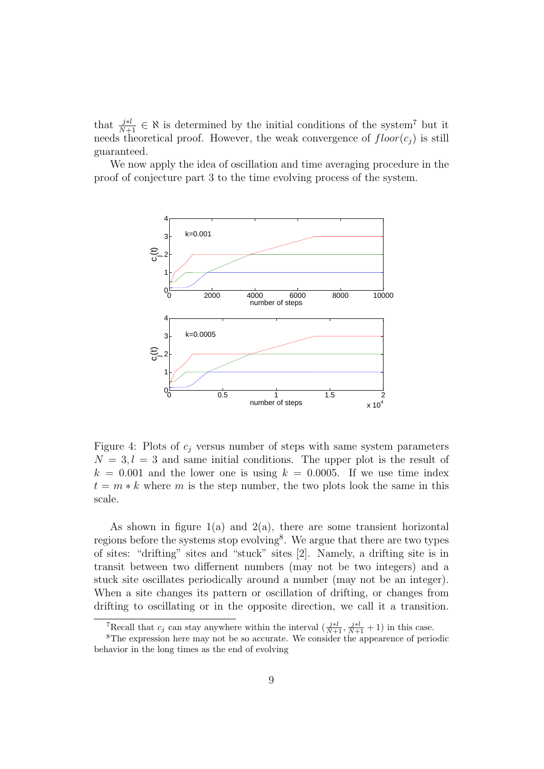that $\frac{j*l}{N+1} \in \aleph$ is determined by the initial conditions of the system[7] but it needs theoretical proof. However, the weak convergence of $floor(c_j)$ is still guaranteed.

We now apply the idea of oscillation and time averaging procedure in the proof of conjecture part 3 to the time evolving process of the system.

k=0.001

$c_j(t)$

0 1 2 3 4

0 2000 4000 6000 8000 10000

number of steps

k=0.0005

$c_j(t)$

0 1 2 3 4

0 0.5 1 1.5 2

number of steps

x $10^4$

Figure 4: Plots of $c_j$ versus number of steps with same system parameters $N = 3, l = 3$ and same initial conditions. The upper plot is the result of $k = 0.001$ and the lower one is using $k = 0.0005$. If we use time index $t = m * k$ where $m$ is the step number, the two plots look the same in this scale.

As shown in figure 1(a) and 2(a), there are some transient horizontal regions before the systems stop evolving[8]. We argue that there are two types of sites: "drifting" sites and "stuck" sites [2]. Namely, a drifting site is in transit between two differnent numbers (may not be two integers) and a stuck site oscillates periodically around a number (may not be an integer). When a site changes its pattern or oscillation of drifting, or changes from drifting to oscillating or in the opposite direction, we call it a transition.

[7]Recall that $c_j$ can stay anywhere within the interval $(\frac{j*l}{N+1}, \frac{j*l}{N+1} + 1)$ in this case.

[8]The expression here may not be so accurate. We consider the appearence of periodic behavior in the long times as the end of evolving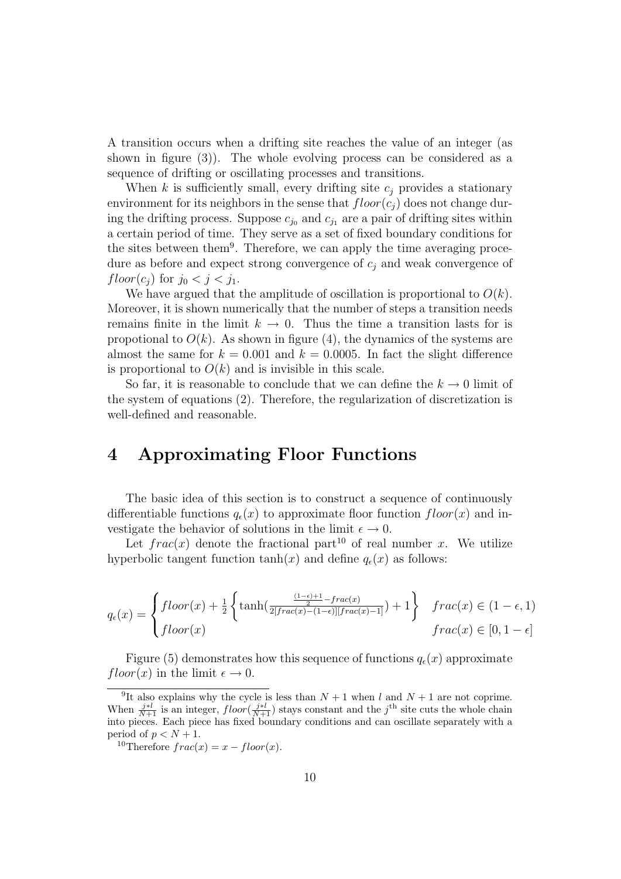A transition occurs when a drifting site reaches the value of an integer (as shown in figure (3)). The whole evolving process can be considered as a sequence of drifting or oscillating processes and transitions.

When $k$ is sufficiently small, every drifting site $c_j$ provides a stationary environment for its neighbors in the sense that $floor(c_j)$ does not change during the drifting process. Suppose $c_{j_0}$ and $c_{j_1}$ are a pair of drifting sites within a certain period of time. They serve as a set of fixed boundary conditions for the sites between them[9]. Therefore, we can apply the time averaging procedure as before and expect strong convergence of $c_j$ and weak convergence of $floor(c_j)$ for $j_0 < j < j_1$.

We have argued that the amplitude of oscillation is proportional to $O(k)$. Moreover, it is shown numerically that the number of steps a transition needs remains finite in the limit $k \to 0$. Thus the time a transition lasts for is propotional to $O(k)$. As shown in figure (4), the dynamics of the systems are almost the same for $k = 0.001$ and $k = 0.0005$. In fact the slight difference is proportional to $O(k)$ and is invisible in this scale.

So far, it is reasonable to conclude that we can define the $k \to 0$ limit of the system of equations (2). Therefore, the regularization of discretization is well-defined and reasonable.

# 4 Approximating Floor Functions

The basic idea of this section is to construct a sequence of continuously differentiable functions $q_\epsilon(x)$ to approximate floor function $floor(x)$ and investigate the behavior of solutions in the limit $\epsilon \to 0$.

Let $frac(x)$ denote the fractional part[10] of real number $x$. We utilize hyperbolic tangent function $\tanh(x)$ and define $q_\epsilon(x)$ as follows:

$$q_\epsilon(x) = \begin{cases} floor(x) + \frac{1}{2}\left\{\tanh\left(\frac{\frac{(1-\epsilon)+1}{2} - frac(x)}{2[frac(x)-(1-\epsilon)][frac(x)-1]}\right) + 1\right\} & frac(x) \in (1-\epsilon, 1) \\ floor(x) & frac(x) \in [0, 1-\epsilon] \end{cases}$$

Figure (5) demonstrates how this sequence of functions $q_\epsilon(x)$ approximate $floor(x)$ in the limit $\epsilon \to 0$.

---

[9] It also explains why the cycle is less than $N+1$ when $l$ and $N+1$ are not coprime. When $\frac{j*l}{N+1}$ is an integer, $floor(\frac{j*l}{N+1})$ stays constant and the $j^{\text{th}}$ site cuts the whole chain into pieces. Each piece has fixed boundary conditions and can oscillate separately with a period of $p < N+1$.

[10] Therefore $frac(x) = x - floor(x)$.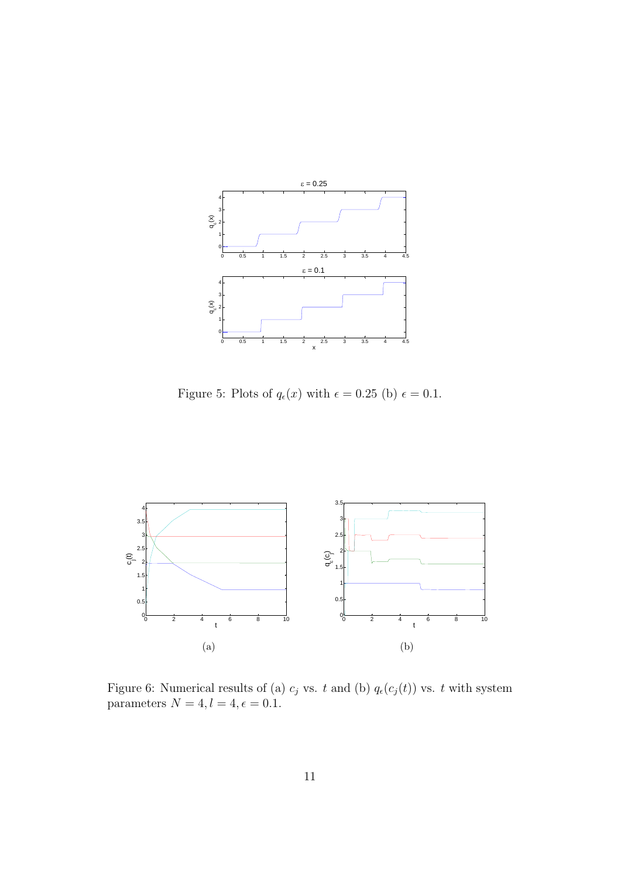ε = 0.25

$q_\epsilon(x)$

0 0.5 1 1.5 2 2.5 3 3.5 4 4.5

0 1 2 3 4

ε = 0.1

$q_\epsilon(x)$

0 0.5 1 1.5 2 2.5 3 3.5 4 4.5

0 1 2 3 4

x

Figure 5: Plots of $q_\epsilon(x)$ with $\epsilon = 0.25$ (b) $\epsilon = 0.1$.

$c_j(t)$

0 0.5 1 1.5 2 2.5 3 3.5 4

0 2 4 6 8 10

t

(a)

$q_\epsilon(c_j)$

0 0.5 1 1.5 2 2.5 3 3.5

0 2 4 6 8 10

t

(b)

Figure 6: Numerical results of (a) $c_j$ vs. $t$ and (b) $q_\epsilon(c_j(t))$ vs. $t$ with system parameters $N = 4, l = 4, \epsilon = 0.1$.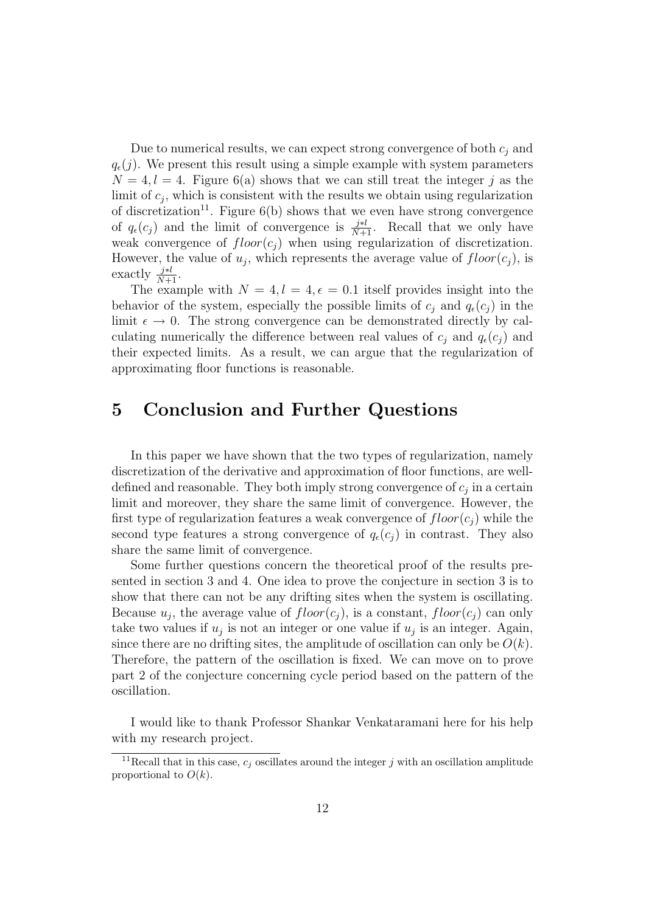Due to numerical results, we can expect strong convergence of both $c_j$ and $q_\epsilon(j)$. We present this result using a simple example with system parameters $N = 4, l = 4$. Figure 6(a) shows that we can still treat the integer $j$ as the limit of $c_j$, which is consistent with the results we obtain using regularization of discretization[11]. Figure 6(b) shows that we even have strong convergence of $q_\epsilon(c_j)$ and the limit of convergence is $\frac{j*l}{N+1}$. Recall that we only have weak convergence of $floor(c_j)$ when using regularization of discretization. However, the value of $u_j$, which represents the average value of $floor(c_j)$, is exactly $\frac{j*l}{N+1}$.

The example with $N = 4, l = 4, \epsilon = 0.1$ itself provides insight into the behavior of the system, especially the possible limits of $c_j$ and $q_\epsilon(c_j)$ in the limit $\epsilon \to 0$. The strong convergence can be demonstrated directly by calculating numerically the difference between real values of $c_j$ and $q_\epsilon(c_j)$ and their expected limits. As a result, we can argue that the regularization of approximating floor functions is reasonable.

## 5 Conclusion and Further Questions

In this paper we have shown that the two types of regularization, namely discretization of the derivative and approximation of floor functions, are well-defined and reasonable. They both imply strong convergence of $c_j$ in a certain limit and moreover, they share the same limit of convergence. However, the first type of regularization features a weak convergence of $floor(c_j)$ while the second type features a strong convergence of $q_\epsilon(c_j)$ in contrast. They also share the same limit of convergence.

Some further questions concern the theoretical proof of the results presented in section 3 and 4. One idea to prove the conjecture in section 3 is to show that there can not be any drifting sites when the system is oscillating. Because $u_j$, the average value of $floor(c_j)$, is a constant, $floor(c_j)$ can only take two values if $u_j$ is not an integer or one value if $u_j$ is an integer. Again, since there are no drifting sites, the amplitude of oscillation can only be $O(k)$. Therefore, the pattern of the oscillation is fixed. We can move on to prove part 2 of the conjecture concerning cycle period based on the pattern of the oscillation.

I would like to thank Professor Shankar Venkataramani here for his help with my research project.

[11] Recall that in this case, $c_j$ oscillates around the integer $j$ with an oscillation amplitude proportional to $O(k)$.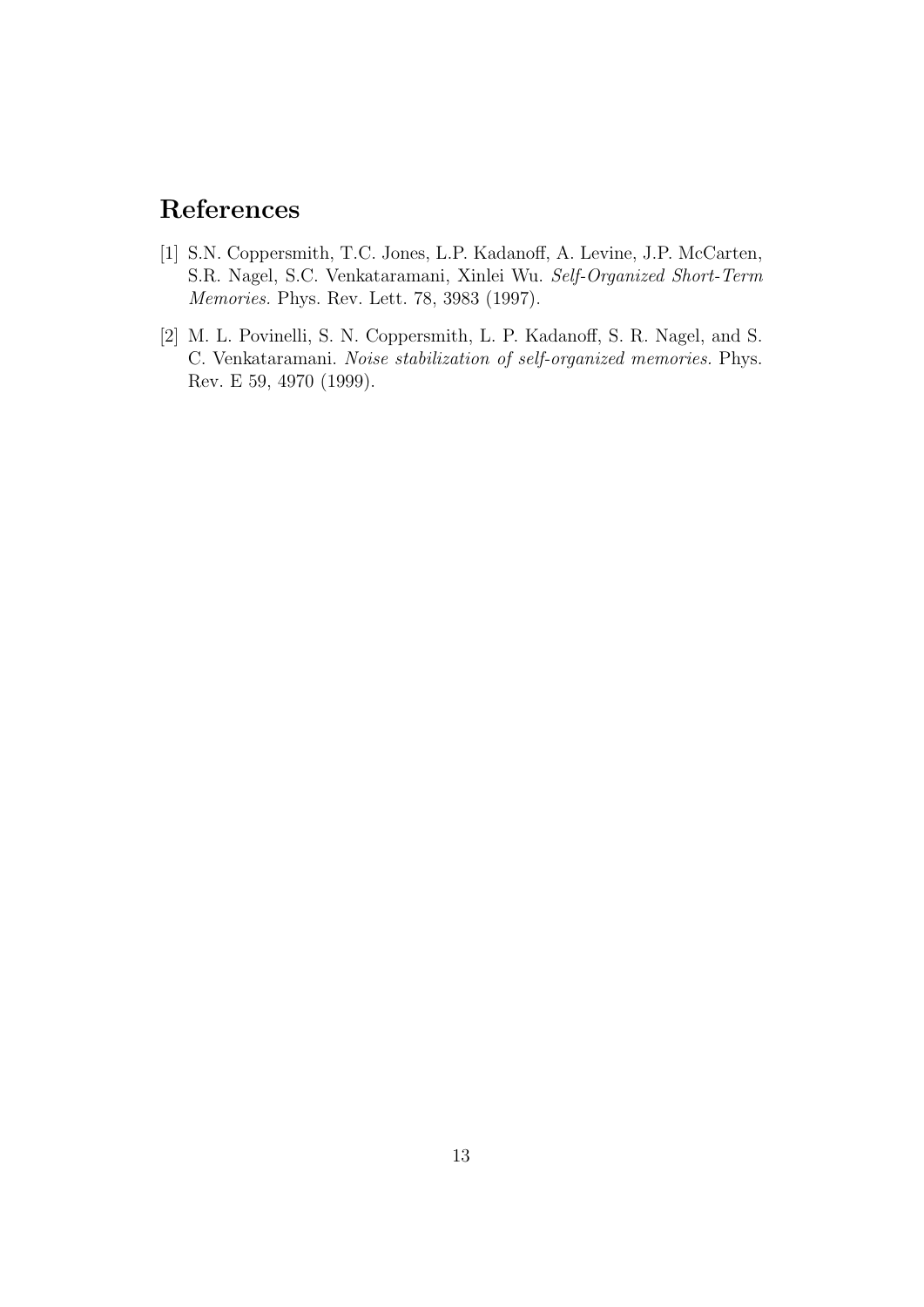# References

[1] S.N. Coppersmith, T.C. Jones, L.P. Kadanoff, A. Levine, J.P. McCarten, S.R. Nagel, S.C. Venkataramani, Xinlei Wu. *Self-Organized Short-Term Memories.* Phys. Rev. Lett. 78, 3983 (1997).

[2] M. L. Povinelli, S. N. Coppersmith, L. P. Kadanoff, S. R. Nagel, and S. C. Venkataramani. *Noise stabilization of self-organized memories.* Phys. Rev. E 59, 4970 (1999).